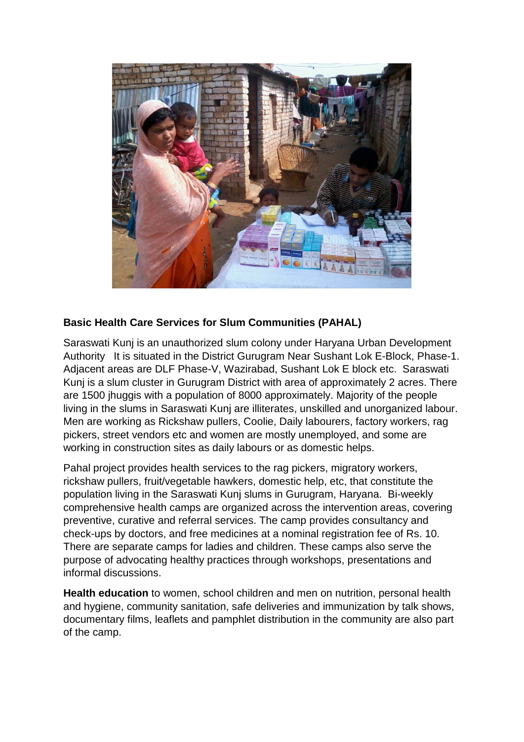**Basic Health Care Services for Slum Communities (PAHAL)**

Saraswati Kunj is an unauthorized slum colony under Haryana Urban Development Authority It is situated in the District Gurugram Near Sushant Lok E-Block, Phase-1. Adjacent areas are DLF Phase-V, Wazirabad, Sushant Lok E block etc. Saraswati Kunj is a slum cluster in Gurugram District with area of approximately 2 acres. There are 1500 jhuggis with a population of 8000 approximately. Majority of the people living in the slums in Saraswati Kunj are illiterates, unskilled and unorganized labour. Men are working as Rickshaw pullers, Coolie, Daily labourers, factory workers, rag pickers, street vendors etc and women are mostly unemployed, and some are working in construction sites as daily labours or as domestic helps.

Pahal project provides health services to the rag pickers, migratory workers, rickshaw pullers, fruit/vegetable hawkers, domestic help, etc, that constitute the population living in the Saraswati Kunj slums in Gurugram, Haryana. Bi-weekly comprehensive health camps are organized across the intervention areas, covering preventive, curative and referral services. The camp provides consultancy and check-ups by doctors, and free medicines at a nominal registration fee of Rs. 10. There are separate camps for ladies and children. These camps also serve the purpose of advocating healthy practices through workshops, presentations and informal discussions.

**Health education** to women, school children and men on nutrition, personal health and hygiene, community sanitation, safe deliveries and immunization by talk shows, documentary films, leaflets and pamphlet distribution in the community are also part of the camp.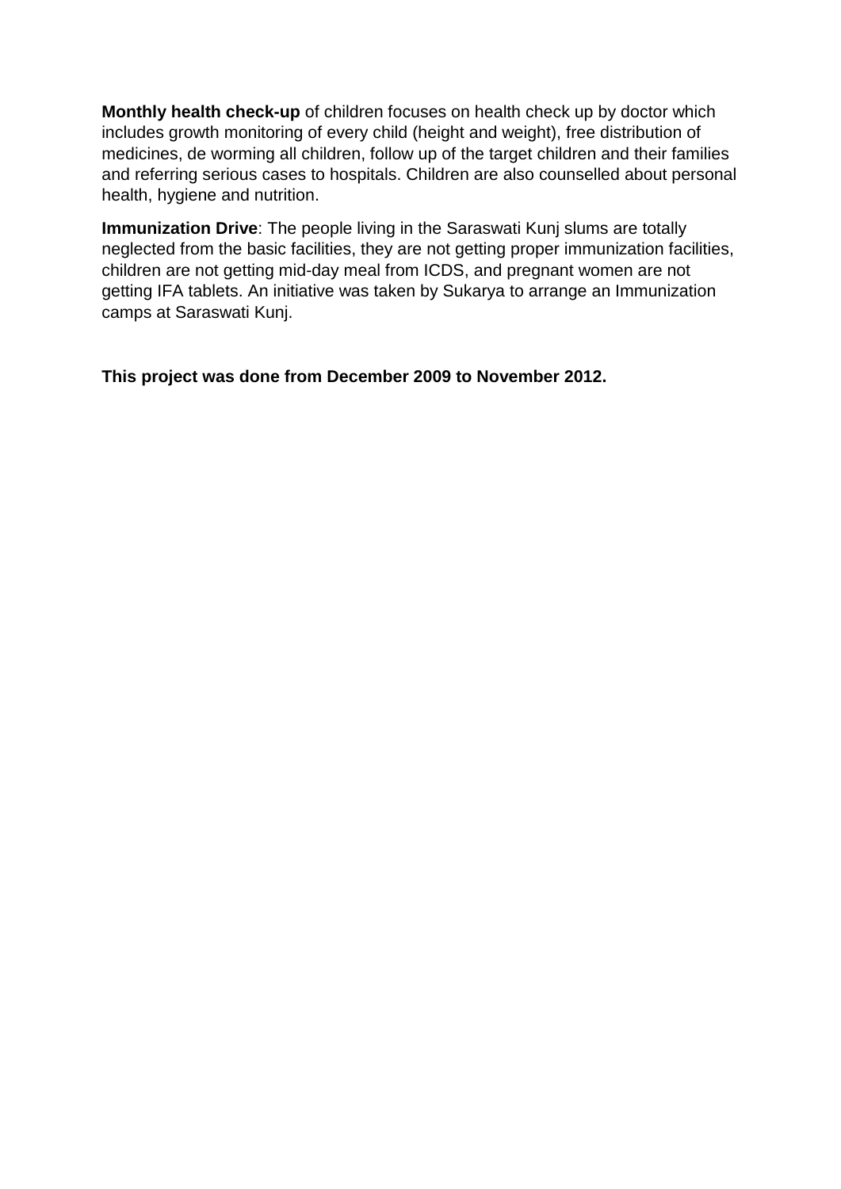**Monthly health check-up** of children focuses on health check up by doctor which includes growth monitoring of every child (height and weight), free distribution of medicines, de worming all children, follow up of the target children and their families and referring serious cases to hospitals. Children are also counselled about personal health, hygiene and nutrition.

**Immunization Drive**: The people living in the Saraswati Kunj slums are totally neglected from the basic facilities, they are not getting proper immunization facilities, children are not getting mid-day meal from ICDS, and pregnant women are not getting IFA tablets. An initiative was taken by Sukarya to arrange an Immunization camps at Saraswati Kunj.

**This project was done from December 2009 to November 2012.**